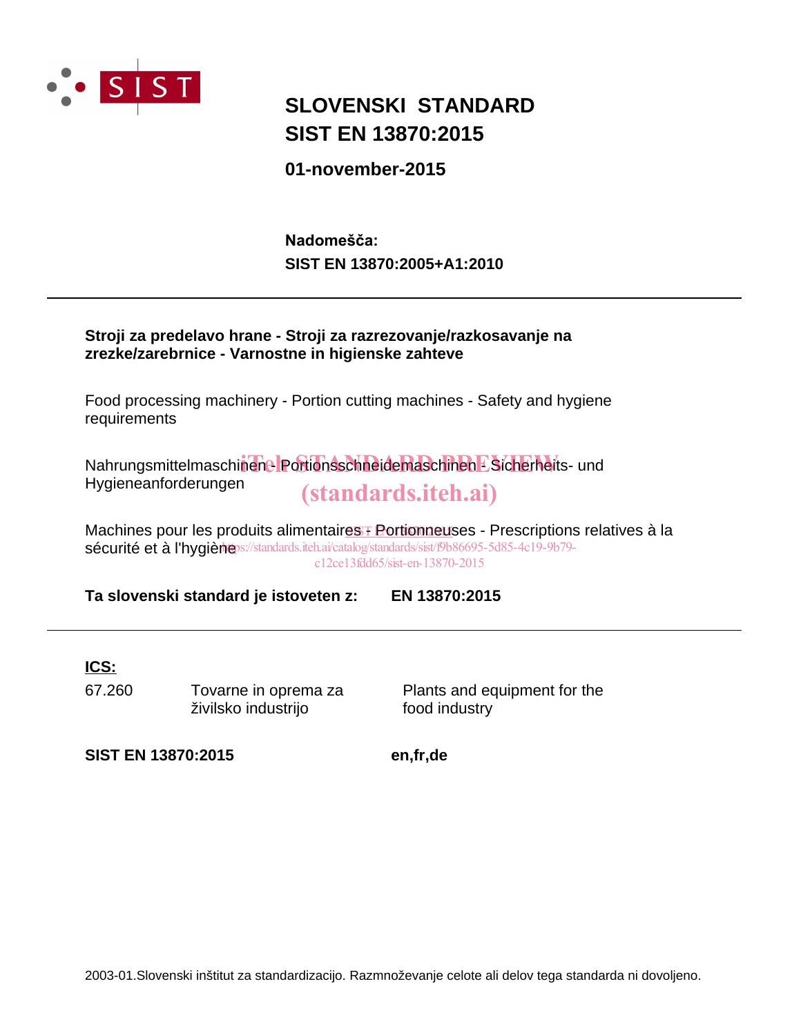SIST

# SLOVENSKI STANDARD
# SIST EN 13870:2015

**01-november-2015**

**Nadomešča:**
**SIST EN 13870:2005+A1:2010**

---

**Stroji za predelavo hrane - Stroji za razrezovanje/razkosavanje na zrezke/zarebrnice - Varnostne in higienske zahteve**

Food processing machinery - Portion cutting machines - Safety and hygiene requirements

Nahrungsmittelmaschinen - Portionsschneidemaschinen - Sicherheits- und Hygieneanforderungen

Machines pour les produits alimentaires - Portionneuses - Prescriptions relatives à la sécurité et à l'hygiène

**Ta slovenski standard je istoveten z: EN 13870:2015**

---

**ICS:**

| | | |
|---|---|---|
| 67.260 | Tovarne in oprema za živilsko industrijo | Plants and equipment for the food industry |

**SIST EN 13870:2015** **en,fr,de**

2003-01.Slovenski inštitut za standardizacijo. Razmnoževanje celote ali delov tega standarda ni dovoljeno.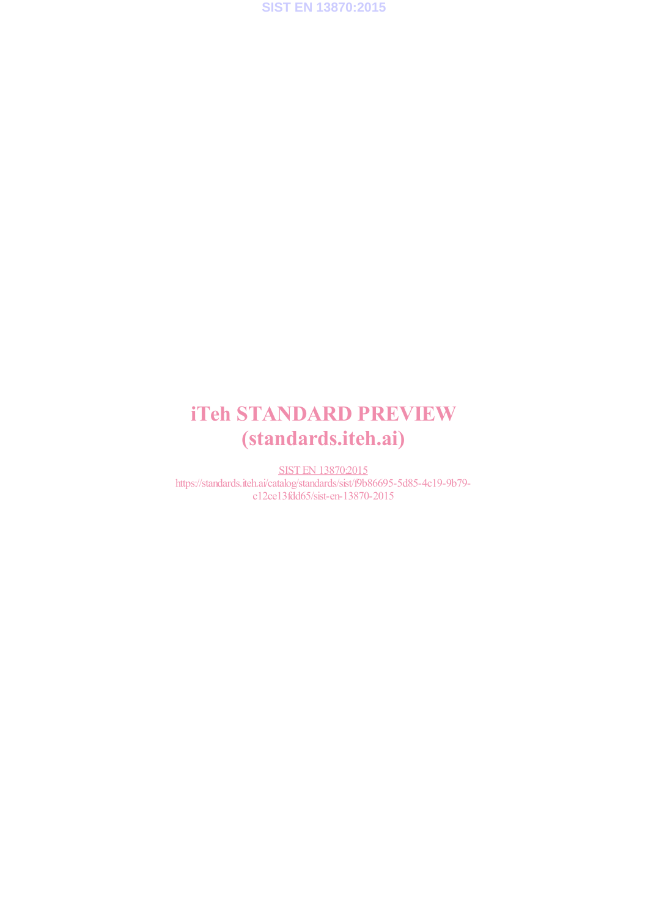iTeh STANDARD PREVIEW
(standards.iteh.ai)

SIST EN 13870:2015
https://standards.iteh.ai/catalog/standards/sist/f9b86695-5d85-4c19-9b79-c12ce13fdd65/sist-en-13870-2015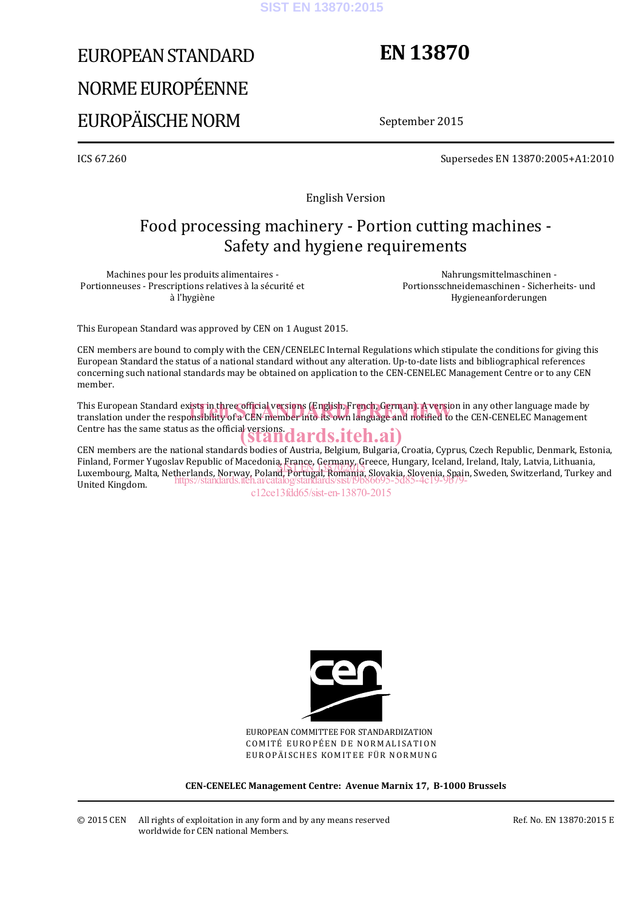# EUROPEAN STANDARD
# NORME EUROPÉENNE
# EUROPÄISCHE NORM

# EN 13870

September 2015

ICS 67.260

Supersedes EN 13870:2005+A1:2010

English Version

## Food processing machinery - Portion cutting machines - Safety and hygiene requirements

Machines pour les produits alimentaires - Portionneuses - Prescriptions relatives à la sécurité et à l'hygiène

Nahrungsmittelmaschinen - Portionsschneidemaschinen - Sicherheits- und Hygieneanforderungen

This European Standard was approved by CEN on 1 August 2015.

CEN members are bound to comply with the CEN/CENELEC Internal Regulations which stipulate the conditions for giving this European Standard the status of a national standard without any alteration. Up-to-date lists and bibliographical references concerning such national standards may be obtained on application to the CEN-CENELEC Management Centre or to any CEN member.

This European Standard exists in three official versions (English, French, German). A version in any other language made by translation under the responsibility of a CEN member into its own language and notified to the CEN-CENELEC Management Centre has the same status as the official versions.

CEN members are the national standards bodies of Austria, Belgium, Bulgaria, Croatia, Cyprus, Czech Republic, Denmark, Estonia, Finland, Former Yugoslav Republic of Macedonia, France, Germany, Greece, Hungary, Iceland, Ireland, Italy, Latvia, Lithuania, Luxembourg, Malta, Netherlands, Norway, Poland, Portugal, Romania, Slovakia, Slovenia, Spain, Sweden, Switzerland, Turkey and United Kingdom.

EUROPEAN COMMITTEE FOR STANDARDIZATION
COMITÉ EUROPÉEN DE NORMALISATION
EUROPÄISCHES KOMITEE FÜR NORMUNG

**CEN-CENELEC Management Centre: Avenue Marnix 17, B-1000 Brussels**

© 2015 CEN All rights of exploitation in any form and by any means reserved worldwide for CEN national Members.

Ref. No. EN 13870:2015 E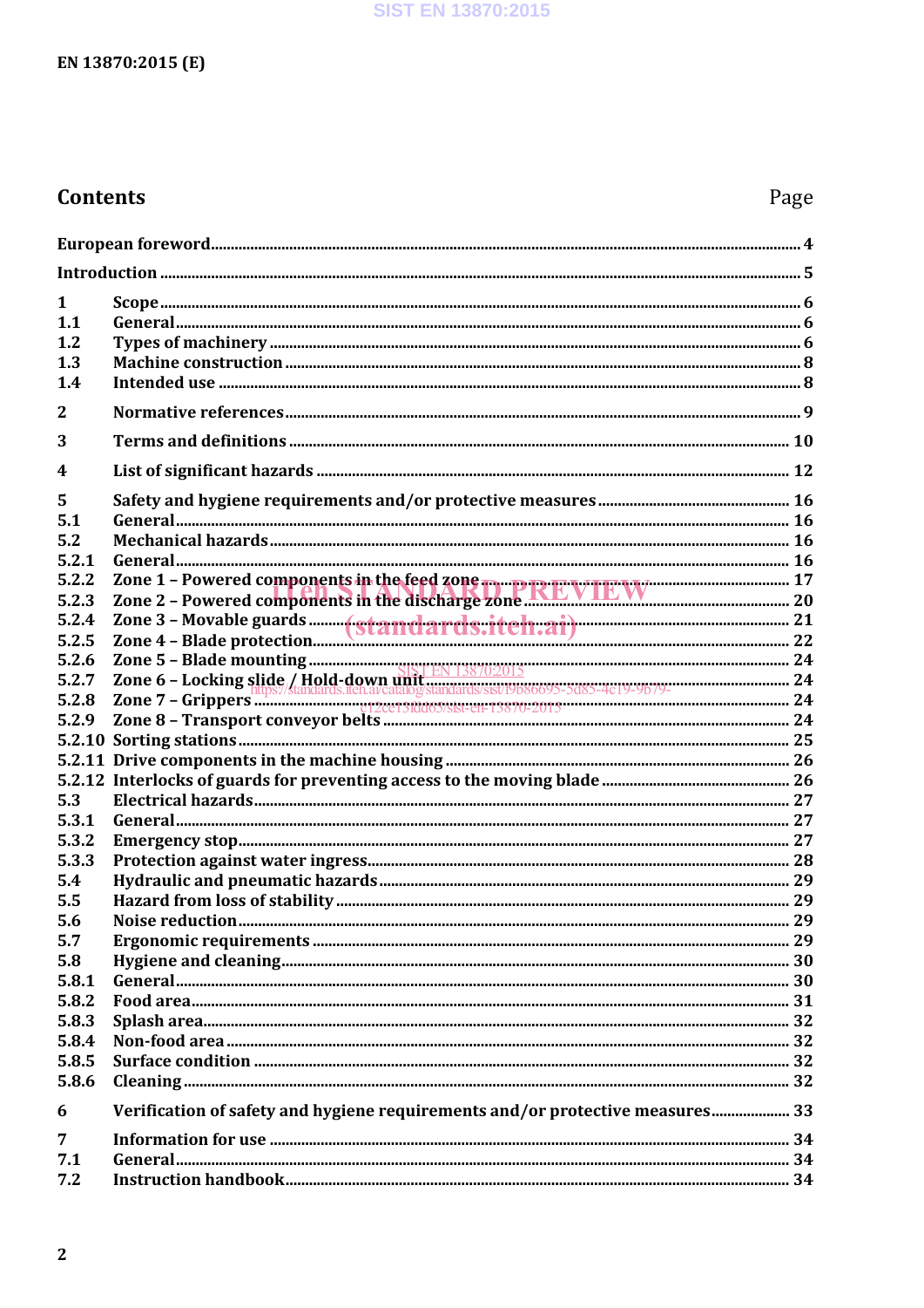## Contents

Page

European foreword ........ 4

Introduction ........ 5

1 Scope ........ 6
1.1 General ........ 6
1.2 Types of machinery ........ 6
1.3 Machine construction ........ 8
1.4 Intended use ........ 8

2 Normative references ........ 9

3 Terms and definitions ........ 10

4 List of significant hazards ........ 12

5 Safety and hygiene requirements and/or protective measures ........ 16
5.1 General ........ 16
5.2 Mechanical hazards ........ 16
5.2.1 General ........ 16
5.2.2 Zone 1 – Powered components in the feed zone ........ 17
5.2.3 Zone 2 – Powered components in the discharge zone ........ 20
5.2.4 Zone 3 – Movable guards ........ 21
5.2.5 Zone 4 – Blade protection ........ 22
5.2.6 Zone 5 – Blade mounting ........ 24
5.2.7 Zone 6 – Locking slide / Hold-down unit ........ 24
5.2.8 Zone 7 – Grippers ........ 24
5.2.9 Zone 8 – Transport conveyor belts ........ 24
5.2.10 Sorting stations ........ 25
5.2.11 Drive components in the machine housing ........ 26
5.2.12 Interlocks of guards for preventing access to the moving blade ........ 26
5.3 Electrical hazards ........ 27
5.3.1 General ........ 27
5.3.2 Emergency stop ........ 27
5.3.3 Protection against water ingress ........ 28
5.4 Hydraulic and pneumatic hazards ........ 29
5.5 Hazard from loss of stability ........ 29
5.6 Noise reduction ........ 29
5.7 Ergonomic requirements ........ 29
5.8 Hygiene and cleaning ........ 30
5.8.1 General ........ 30
5.8.2 Food area ........ 31
5.8.3 Splash area ........ 32
5.8.4 Non-food area ........ 32
5.8.5 Surface condition ........ 32
5.8.6 Cleaning ........ 32

6 Verification of safety and hygiene requirements and/or protective measures ........ 33

7 Information for use ........ 34
7.1 General ........ 34
7.2 Instruction handbook ........ 34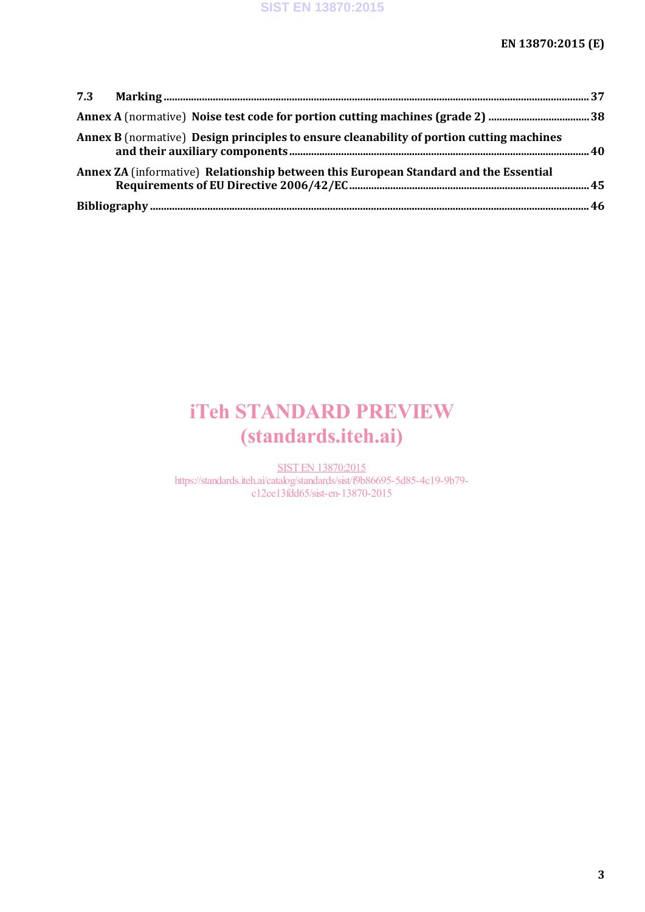**7.3 Marking** ........................................................................................................................................... 37

**Annex A** (normative) **Noise test code for portion cutting machines (grade 2)** ...................................... 38

**Annex B** (normative) **Design principles to ensure cleanability of portion cutting machines and their auxiliary components** ............................................................................................................ 40

**Annex ZA** (informative) **Relationship between this European Standard and the Essential Requirements of EU Directive 2006/42/EC** ........................................................................................ 45

**Bibliography** ............................................................................................................................................ 46

iTeh STANDARD PREVIEW
(standards.iteh.ai)

SIST EN 13870:2015
https://standards.iteh.ai/catalog/standards/sist/f9b86695-5d85-4c19-9b79-c12ce13fdd65/sist-en-13870-2015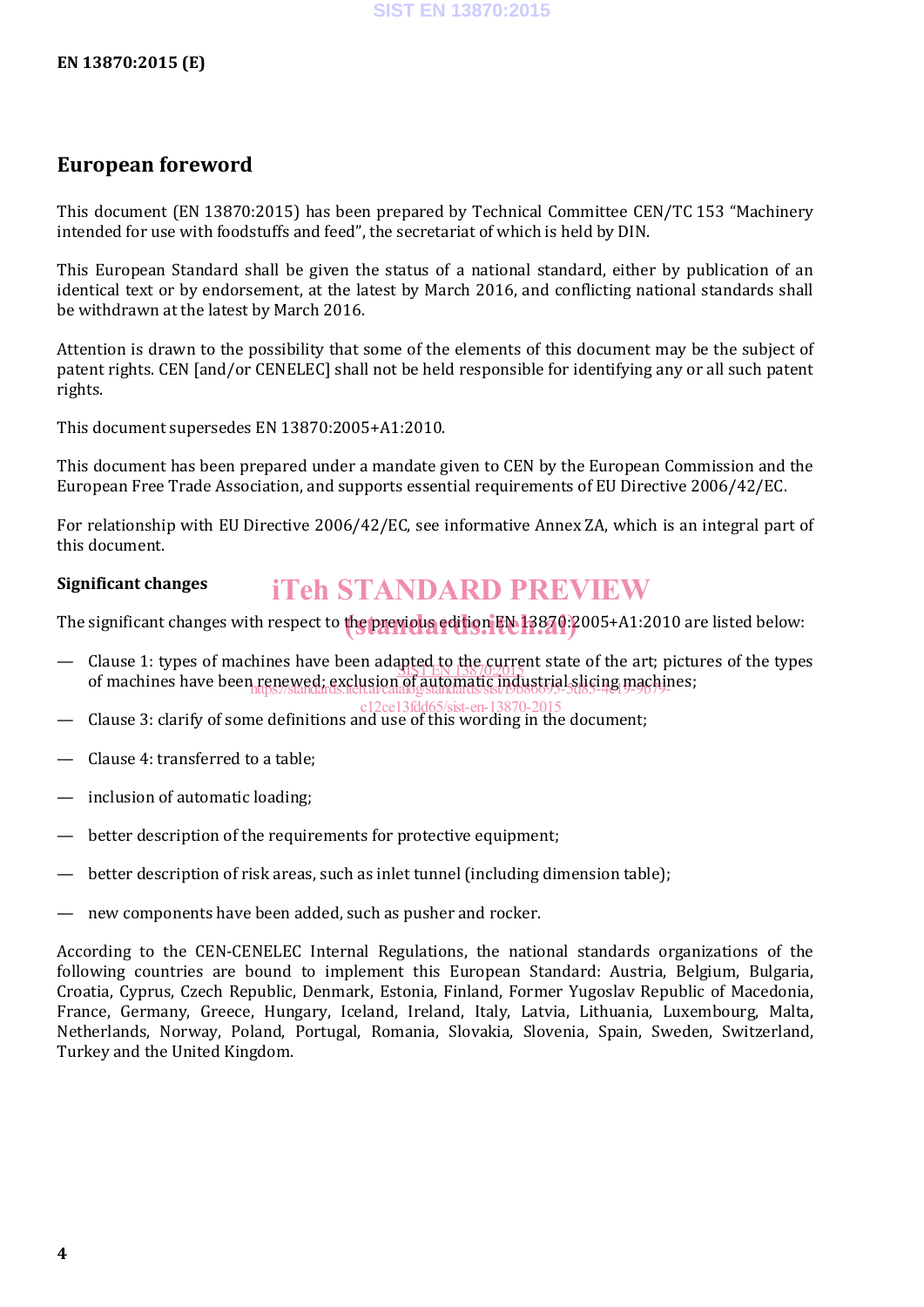## European foreword

This document (EN 13870:2015) has been prepared by Technical Committee CEN/TC 153 "Machinery intended for use with foodstuffs and feed", the secretariat of which is held by DIN.

This European Standard shall be given the status of a national standard, either by publication of an identical text or by endorsement, at the latest by March 2016, and conflicting national standards shall be withdrawn at the latest by March 2016.

Attention is drawn to the possibility that some of the elements of this document may be the subject of patent rights. CEN [and/or CENELEC] shall not be held responsible for identifying any or all such patent rights.

This document supersedes EN 13870:2005+A1:2010.

This document has been prepared under a mandate given to CEN by the European Commission and the European Free Trade Association, and supports essential requirements of EU Directive 2006/42/EC.

For relationship with EU Directive 2006/42/EC, see informative Annex ZA, which is an integral part of this document.

**Significant changes**

The significant changes with respect to the previous edition EN 13870:2005+A1:2010 are listed below:

— Clause 1: types of machines have been adapted to the current state of the art; pictures of the types of machines have been renewed; exclusion of automatic industrial slicing machines;

— Clause 3: clarify of some definitions and use of this wording in the document;

— Clause 4: transferred to a table;

— inclusion of automatic loading;

— better description of the requirements for protective equipment;

— better description of risk areas, such as inlet tunnel (including dimension table);

— new components have been added, such as pusher and rocker.

According to the CEN-CENELEC Internal Regulations, the national standards organizations of the following countries are bound to implement this European Standard: Austria, Belgium, Bulgaria, Croatia, Cyprus, Czech Republic, Denmark, Estonia, Finland, Former Yugoslav Republic of Macedonia, France, Germany, Greece, Hungary, Iceland, Ireland, Italy, Latvia, Lithuania, Luxembourg, Malta, Netherlands, Norway, Poland, Portugal, Romania, Slovakia, Slovenia, Spain, Sweden, Switzerland, Turkey and the United Kingdom.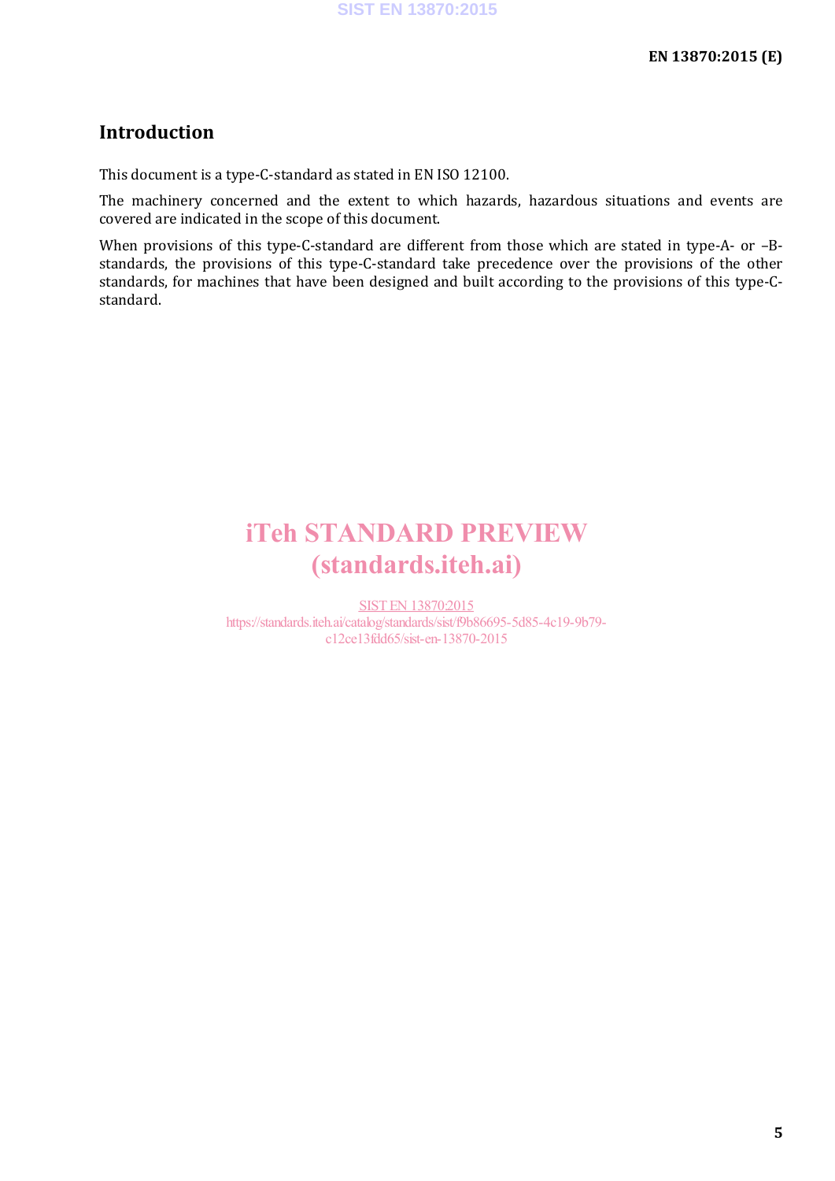## Introduction

This document is a type-C-standard as stated in EN ISO 12100.

The machinery concerned and the extent to which hazards, hazardous situations and events are covered are indicated in the scope of this document.

When provisions of this type-C-standard are different from those which are stated in type-A- or –B-standards, the provisions of this type-C-standard take precedence over the provisions of the other standards, for machines that have been designed and built according to the provisions of this type-C-standard.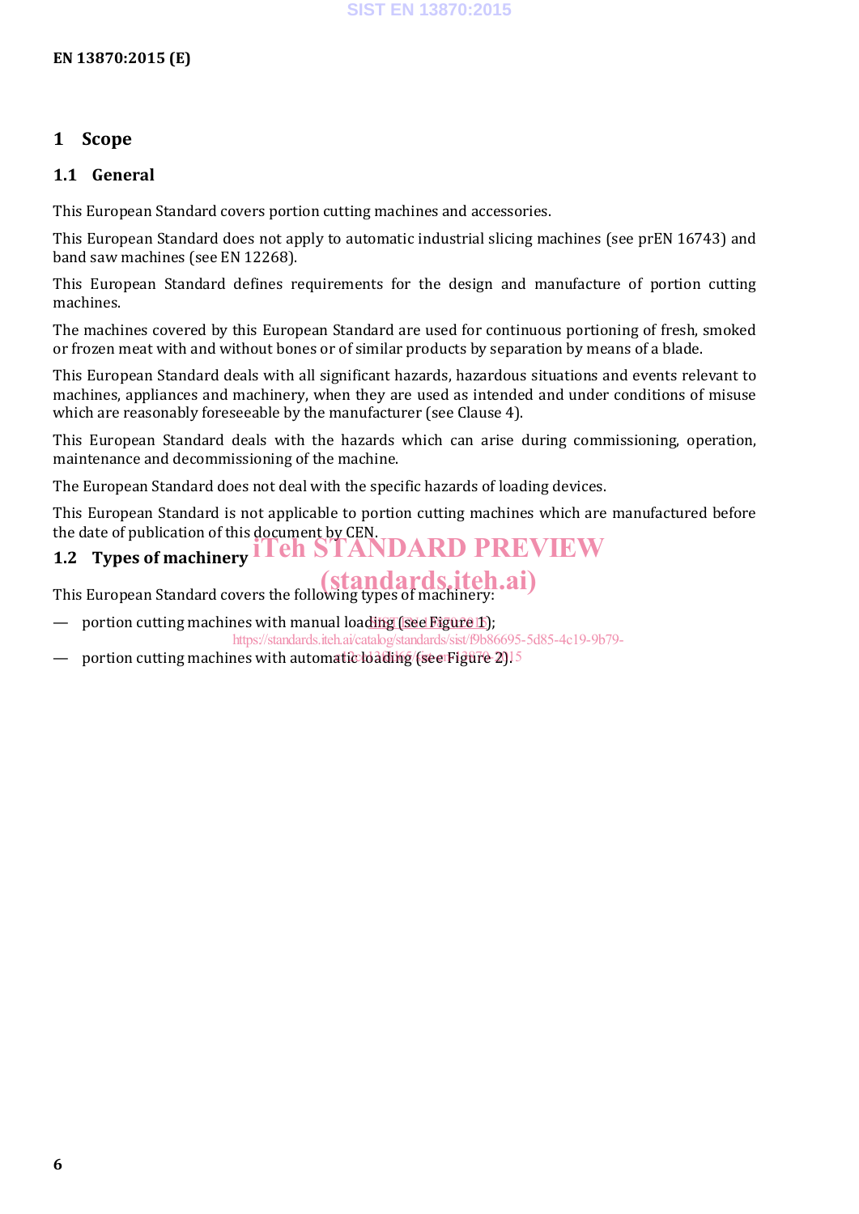# 1 Scope

## 1.1 General

This European Standard covers portion cutting machines and accessories.

This European Standard does not apply to automatic industrial slicing machines (see prEN 16743) and band saw machines (see EN 12268).

This European Standard defines requirements for the design and manufacture of portion cutting machines.

The machines covered by this European Standard are used for continuous portioning of fresh, smoked or frozen meat with and without bones or of similar products by separation by means of a blade.

This European Standard deals with all significant hazards, hazardous situations and events relevant to machines, appliances and machinery, when they are used as intended and under conditions of misuse which are reasonably foreseeable by the manufacturer (see Clause 4).

This European Standard deals with the hazards which can arise during commissioning, operation, maintenance and decommissioning of the machine.

The European Standard does not deal with the specific hazards of loading devices.

This European Standard is not applicable to portion cutting machines which are manufactured before the date of publication of this document by CEN.

## 1.2 Types of machinery

This European Standard covers the following types of machinery:

— portion cutting machines with manual loading (see Figure 1);

— portion cutting machines with automatic loading (see Figure 2).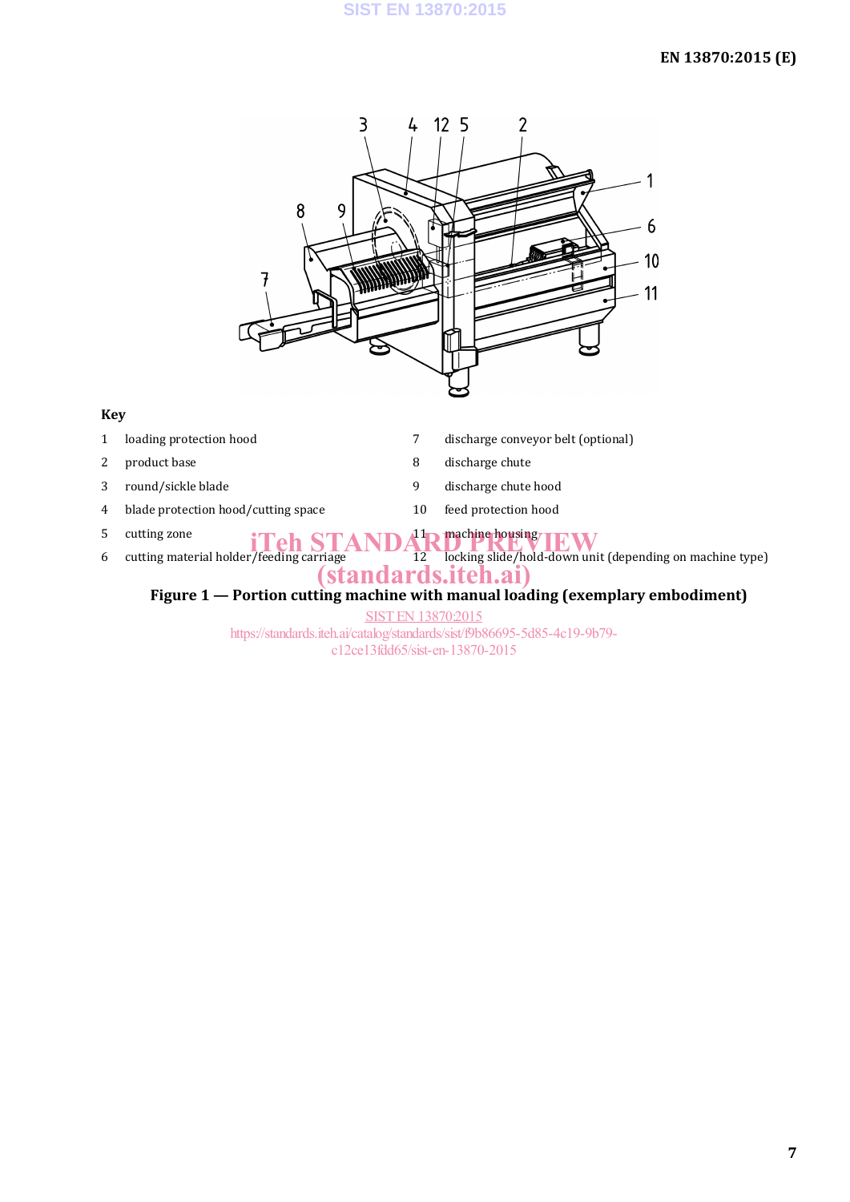**Key**

1 loading protection hood

2 product base

3 round/sickle blade

4 blade protection hood/cutting space

5 cutting zone

6 cutting material holder/feeding carriage

7 discharge conveyor belt (optional)

8 discharge chute

9 discharge chute hood

10 feed protection hood

11 machine housing

12 locking slide/hold-down unit (depending on machine type)

**Figure 1 — Portion cutting machine with manual loading (exemplary embodiment)**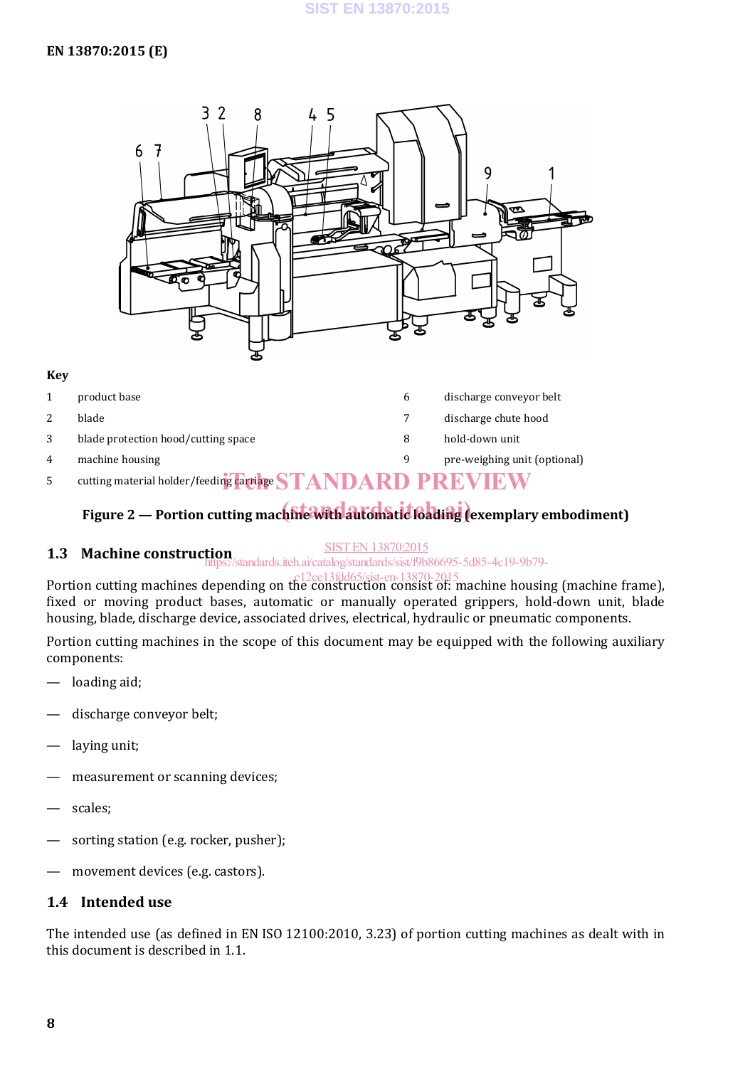**Key**

| | | | | |
|---|---|---|---|---|
| 1 | product base | | 6 | discharge conveyor belt |
| 2 | blade | | 7 | discharge chute hood |
| 3 | blade protection hood/cutting space | | 8 | hold-down unit |
| 4 | machine housing | | 9 | pre-weighing unit (optional) |
| 5 | cutting material holder/feeding carriage | | | |

**Figure 2 — Portion cutting machine with automatic loading (exemplary embodiment)**

## 1.3 Machine construction

Portion cutting machines depending on the construction consist of: machine housing (machine frame), fixed or moving product bases, automatic or manually operated grippers, hold-down unit, blade housing, blade, discharge device, associated drives, electrical, hydraulic or pneumatic components.

Portion cutting machines in the scope of this document may be equipped with the following auxiliary components:

- loading aid;
- discharge conveyor belt;
- laying unit;
- measurement or scanning devices;
- scales;
- sorting station (e.g. rocker, pusher);
- movement devices (e.g. castors).

## 1.4 Intended use

The intended use (as defined in EN ISO 12100:2010, 3.23) of portion cutting machines as dealt with in this document is described in 1.1.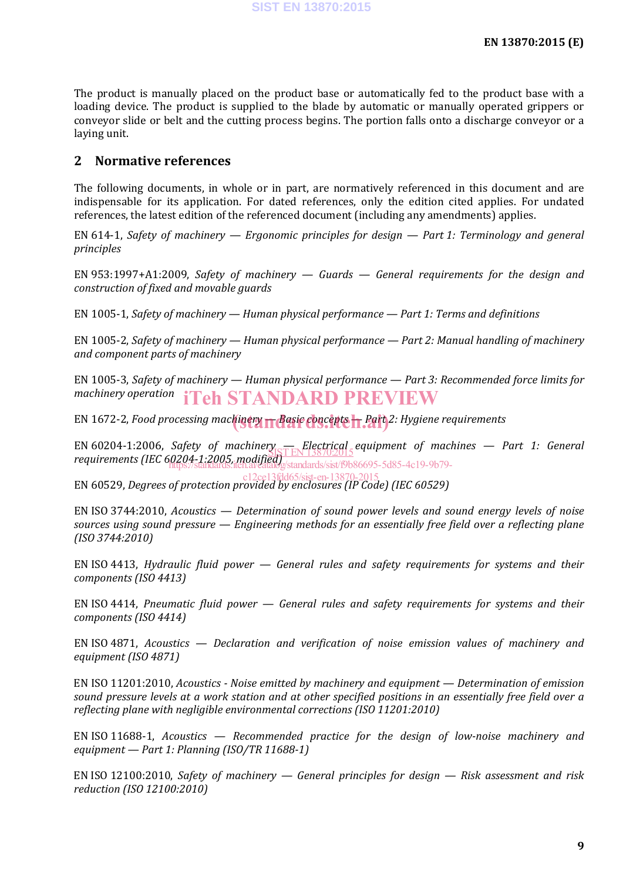The product is manually placed on the product base or automatically fed to the product base with a loading device. The product is supplied to the blade by automatic or manually operated grippers or conveyor slide or belt and the cutting process begins. The portion falls onto a discharge conveyor or a laying unit.

## 2 Normative references

The following documents, in whole or in part, are normatively referenced in this document and are indispensable for its application. For dated references, only the edition cited applies. For undated references, the latest edition of the referenced document (including any amendments) applies.

EN 614-1, *Safety of machinery — Ergonomic principles for design — Part 1: Terminology and general principles*

EN 953:1997+A1:2009, *Safety of machinery — Guards — General requirements for the design and construction of fixed and movable guards*

EN 1005-1, *Safety of machinery — Human physical performance — Part 1: Terms and definitions*

EN 1005-2, *Safety of machinery — Human physical performance — Part 2: Manual handling of machinery and component parts of machinery*

EN 1005-3, *Safety of machinery — Human physical performance — Part 3: Recommended force limits for machinery operation*

EN 1672-2, *Food processing machinery — Basic concepts — Part 2: Hygiene requirements*

EN 60204-1:2006, *Safety of machinery — Electrical equipment of machines — Part 1: General requirements (IEC 60204-1:2005, modified)*

EN 60529, *Degrees of protection provided by enclosures (IP Code) (IEC 60529)*

EN ISO 3744:2010, *Acoustics — Determination of sound power levels and sound energy levels of noise sources using sound pressure — Engineering methods for an essentially free field over a reflecting plane (ISO 3744:2010)*

EN ISO 4413, *Hydraulic fluid power — General rules and safety requirements for systems and their components (ISO 4413)*

EN ISO 4414, *Pneumatic fluid power — General rules and safety requirements for systems and their components (ISO 4414)*

EN ISO 4871, *Acoustics — Declaration and verification of noise emission values of machinery and equipment (ISO 4871)*

EN ISO 11201:2010, *Acoustics - Noise emitted by machinery and equipment — Determination of emission sound pressure levels at a work station and at other specified positions in an essentially free field over a reflecting plane with negligible environmental corrections (ISO 11201:2010)*

EN ISO 11688-1, *Acoustics — Recommended practice for the design of low-noise machinery and equipment — Part 1: Planning (ISO/TR 11688-1)*

EN ISO 12100:2010, *Safety of machinery — General principles for design — Risk assessment and risk reduction (ISO 12100:2010)*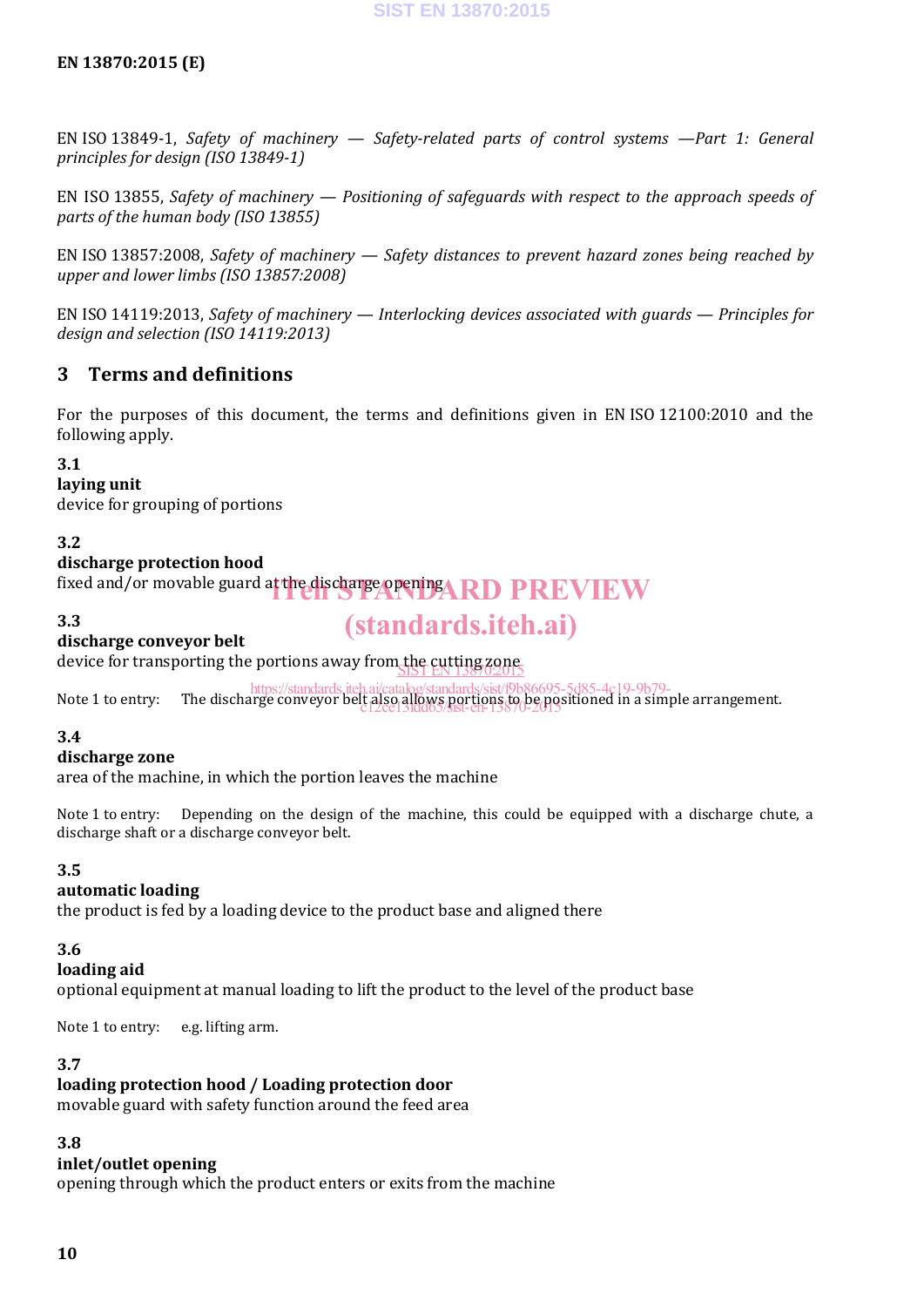EN ISO 13849-1, *Safety of machinery — Safety-related parts of control systems —Part 1: General principles for design (ISO 13849-1)*

EN ISO 13855, *Safety of machinery — Positioning of safeguards with respect to the approach speeds of parts of the human body (ISO 13855)*

EN ISO 13857:2008, *Safety of machinery — Safety distances to prevent hazard zones being reached by upper and lower limbs (ISO 13857:2008)*

EN ISO 14119:2013, *Safety of machinery — Interlocking devices associated with guards — Principles for design and selection (ISO 14119:2013)*

## 3 Terms and definitions

For the purposes of this document, the terms and definitions given in EN ISO 12100:2010 and the following apply.

**3.1**
**laying unit**
device for grouping of portions

**3.2**
**discharge protection hood**
fixed and/or movable guard at the discharge opening

**3.3**
**discharge conveyor belt**
device for transporting the portions away from the cutting zone

Note 1 to entry: The discharge conveyor belt also allows portions to be positioned in a simple arrangement.

**3.4**
**discharge zone**
area of the machine, in which the portion leaves the machine

Note 1 to entry: Depending on the design of the machine, this could be equipped with a discharge chute, a discharge shaft or a discharge conveyor belt.

**3.5**
**automatic loading**
the product is fed by a loading device to the product base and aligned there

**3.6**
**loading aid**
optional equipment at manual loading to lift the product to the level of the product base

Note 1 to entry: e.g. lifting arm.

**3.7**
**loading protection hood / Loading protection door**
movable guard with safety function around the feed area

**3.8**
**inlet/outlet opening**
opening through which the product enters or exits from the machine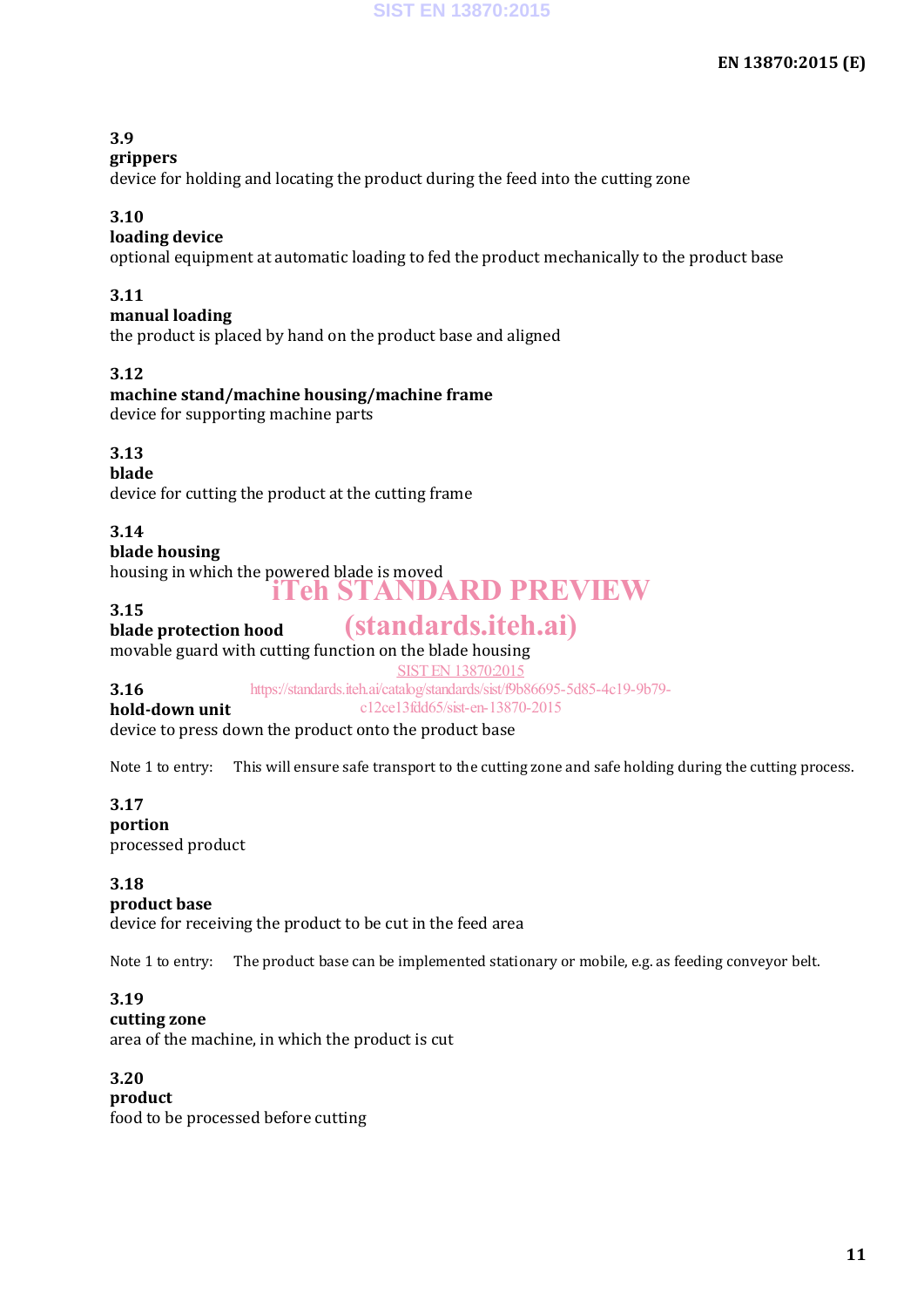**3.9**
**grippers**
device for holding and locating the product during the feed into the cutting zone

**3.10**
**loading device**
optional equipment at automatic loading to fed the product mechanically to the product base

**3.11**
**manual loading**
the product is placed by hand on the product base and aligned

**3.12**
**machine stand/machine housing/machine frame**
device for supporting machine parts

**3.13**
**blade**
device for cutting the product at the cutting frame

**3.14**
**blade housing**
housing in which the powered blade is moved

**3.15**
**blade protection hood**
movable guard with cutting function on the blade housing

**3.16**
**hold-down unit**
device to press down the product onto the product base

Note 1 to entry: This will ensure safe transport to the cutting zone and safe holding during the cutting process.

**3.17**
**portion**
processed product

**3.18**
**product base**
device for receiving the product to be cut in the feed area

Note 1 to entry: The product base can be implemented stationary or mobile, e.g. as feeding conveyor belt.

**3.19**
**cutting zone**
area of the machine, in which the product is cut

**3.20**
**product**
food to be processed before cutting